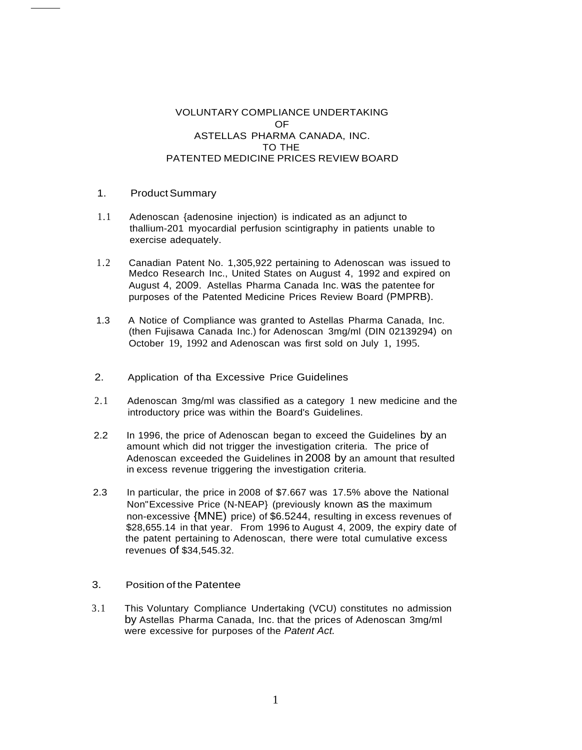# VOLUNTARY COMPLIANCE UNDERTAKING OF ASTELLAS PHARMA CANADA, INC. TO THE PATENTED MEDICINE PRICES REVIEW BOARD

## 1. Product Summary

1.1 Adenoscan {adenosine injection) is indicated as an adjunct to thallium-201 myocardial perfusion scintigraphy in patients unable to exercise adequately.

1.2 Canadian Patent No. 1,305,922 pertaining to Adenoscan was issued to Medco Research Inc., United States on August 4, 1992 and expired on August 4, 2009. Astellas Pharma Canada Inc. was the patentee for purposes of the Patented Medicine Prices Review Board (PMPRB).

1.3 A Notice of Compliance was granted to Astellas Pharma Canada, Inc. (then Fujisawa Canada Inc.) for Adenoscan 3mg/ml (DIN 02139294) on October 19, 1992 and Adenoscan was first sold on July 1, 1995.

## 2. Application of tha Excessive Price Guidelines

2.1 Adenoscan 3mg/ml was classified as a category 1 new medicine and the introductory price was within the Board's Guidelines.

2.2 In 1996, the price of Adenoscan began to exceed the Guidelines by an amount which did not trigger the investigation criteria. The price of Adenoscan exceeded the Guidelines in 2008 by an amount that resulted in excess revenue triggering the investigation criteria.

2.3 In particular, the price in 2008 of $7.667 was 17.5% above the National Non"Excessive Price (N-NEAP} (previously known as the maximum non-excessive {MNE) price) of $6.5244, resulting in excess revenues of $28,655.14 in that year. From 1996 to August 4, 2009, the expiry date of the patent pertaining to Adenoscan, there were total cumulative excess revenues of $34,545.32.

## 3. Position of the Patentee

3.1 This Voluntary Compliance Undertaking (VCU) constitutes no admission by Astellas Pharma Canada, Inc. that the prices of Adenoscan 3mg/ml were excessive for purposes of the *Patent Act.*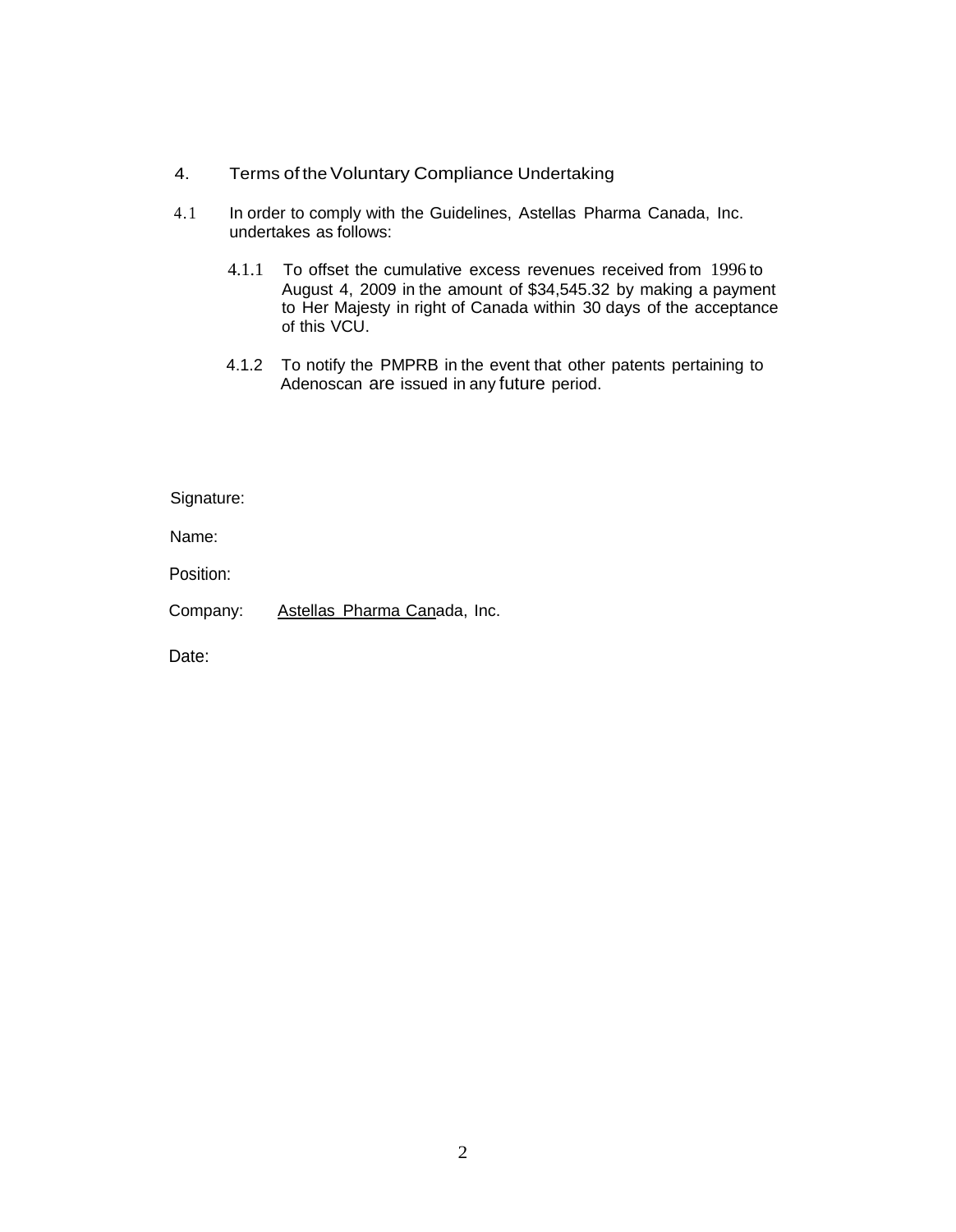## 4. Terms of the Voluntary Compliance Undertaking

4.1 In order to comply with the Guidelines, Astellas Pharma Canada, Inc. undertakes as follows:

4.1.1 To offset the cumulative excess revenues received from 1996 to August 4, 2009 in the amount of $34,545.32 by making a payment to Her Majesty in right of Canada within 30 days of the acceptance of this VCU.

4.1.2 To notify the PMPRB in the event that other patents pertaining to Adenoscan are issued in any future period.

Signature:

Name:

Position:

Company: Astellas Pharma Canada, Inc.

Date: